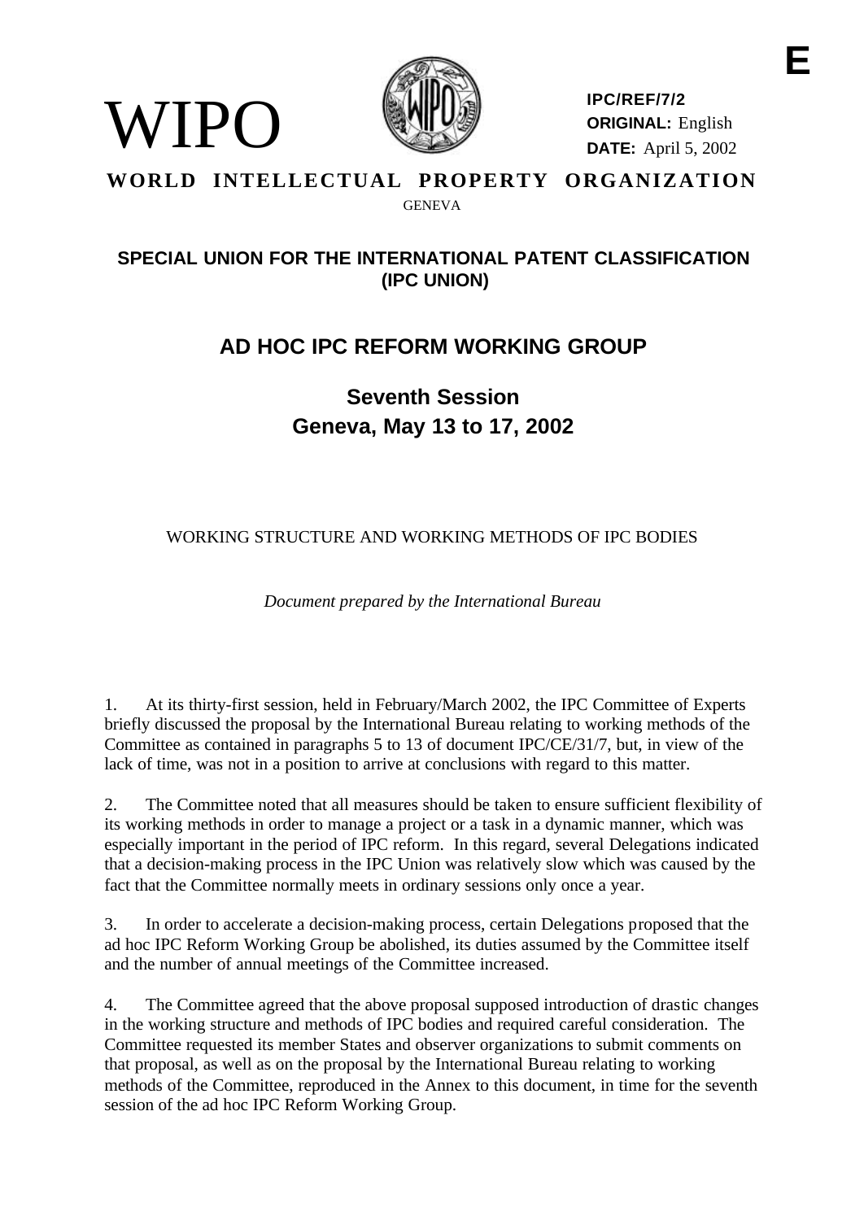WIPO

**IPC/REF/7/2**
**ORIGINAL:** English
**DATE:** April 5, 2002

E

**WORLD INTELLECTUAL PROPERTY ORGANIZATION**

GENEVA

## SPECIAL UNION FOR THE INTERNATIONAL PATENT CLASSIFICATION (IPC UNION)

# AD HOC IPC REFORM WORKING GROUP

## Seventh Session
## Geneva, May 13 to 17, 2002

WORKING STRUCTURE AND WORKING METHODS OF IPC BODIES

*Document prepared by the International Bureau*

1. At its thirty-first session, held in February/March 2002, the IPC Committee of Experts briefly discussed the proposal by the International Bureau relating to working methods of the Committee as contained in paragraphs 5 to 13 of document IPC/CE/31/7, but, in view of the lack of time, was not in a position to arrive at conclusions with regard to this matter.

2. The Committee noted that all measures should be taken to ensure sufficient flexibility of its working methods in order to manage a project or a task in a dynamic manner, which was especially important in the period of IPC reform. In this regard, several Delegations indicated that a decision-making process in the IPC Union was relatively slow which was caused by the fact that the Committee normally meets in ordinary sessions only once a year.

3. In order to accelerate a decision-making process, certain Delegations proposed that the ad hoc IPC Reform Working Group be abolished, its duties assumed by the Committee itself and the number of annual meetings of the Committee increased.

4. The Committee agreed that the above proposal supposed introduction of drastic changes in the working structure and methods of IPC bodies and required careful consideration. The Committee requested its member States and observer organizations to submit comments on that proposal, as well as on the proposal by the International Bureau relating to working methods of the Committee, reproduced in the Annex to this document, in time for the seventh session of the ad hoc IPC Reform Working Group.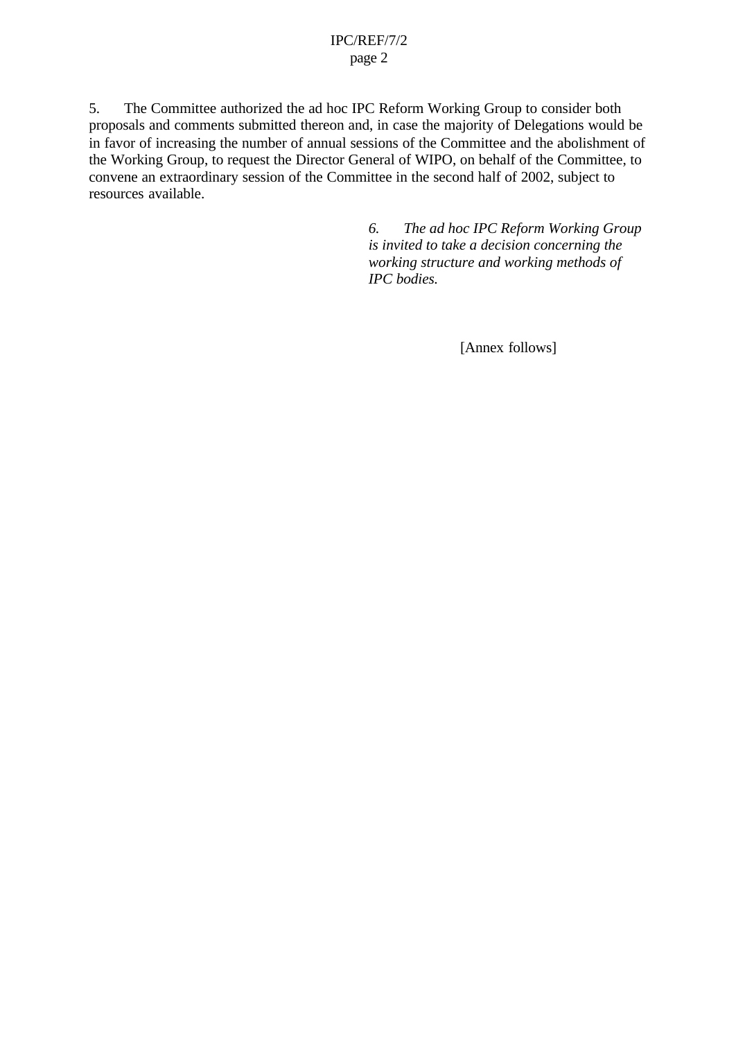5. The Committee authorized the ad hoc IPC Reform Working Group to consider both proposals and comments submitted thereon and, in case the majority of Delegations would be in favor of increasing the number of annual sessions of the Committee and the abolishment of the Working Group, to request the Director General of WIPO, on behalf of the Committee, to convene an extraordinary session of the Committee in the second half of 2002, subject to resources available.

*6. The ad hoc IPC Reform Working Group is invited to take a decision concerning the working structure and working methods of IPC bodies.*

[Annex follows]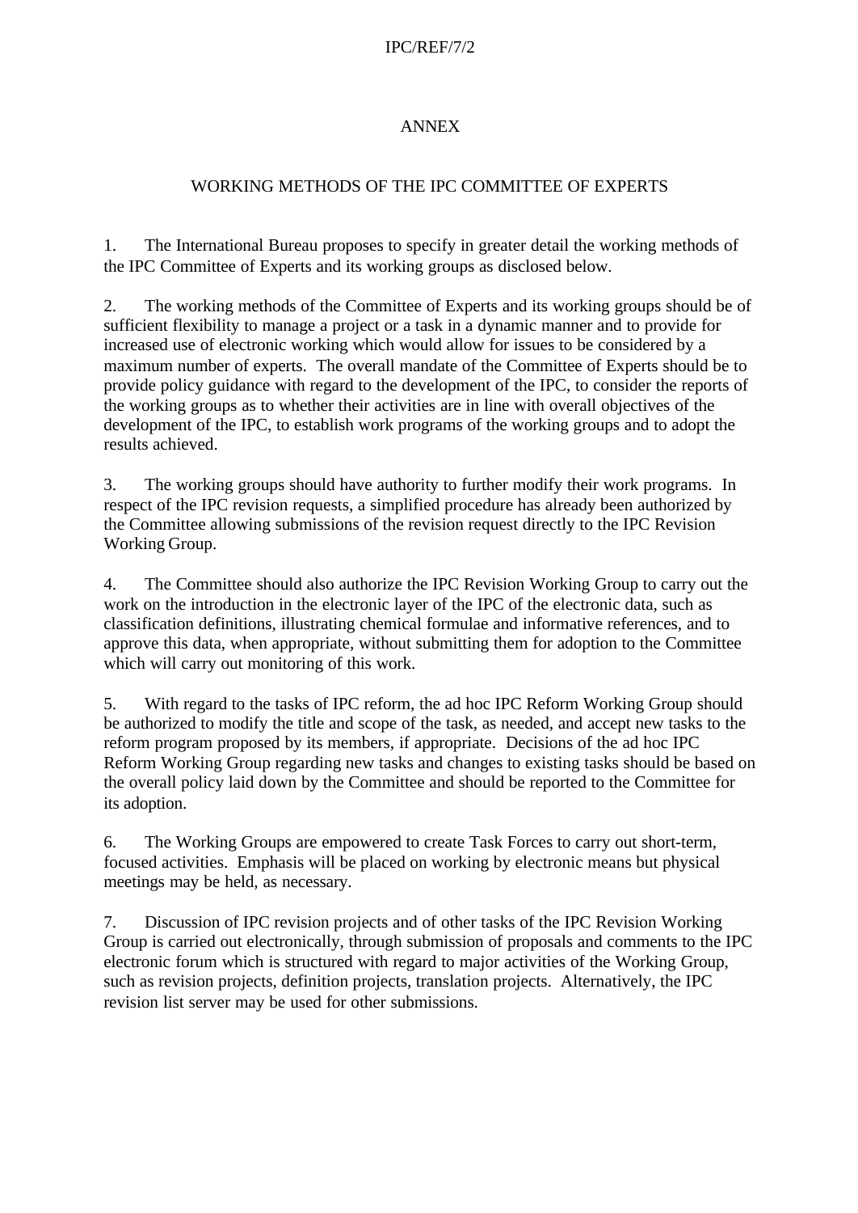ANNEX

# WORKING METHODS OF THE IPC COMMITTEE OF EXPERTS

1. The International Bureau proposes to specify in greater detail the working methods of the IPC Committee of Experts and its working groups as disclosed below.

2. The working methods of the Committee of Experts and its working groups should be of sufficient flexibility to manage a project or a task in a dynamic manner and to provide for increased use of electronic working which would allow for issues to be considered by a maximum number of experts. The overall mandate of the Committee of Experts should be to provide policy guidance with regard to the development of the IPC, to consider the reports of the working groups as to whether their activities are in line with overall objectives of the development of the IPC, to establish work programs of the working groups and to adopt the results achieved.

3. The working groups should have authority to further modify their work programs. In respect of the IPC revision requests, a simplified procedure has already been authorized by the Committee allowing submissions of the revision request directly to the IPC Revision Working Group.

4. The Committee should also authorize the IPC Revision Working Group to carry out the work on the introduction in the electronic layer of the IPC of the electronic data, such as classification definitions, illustrating chemical formulae and informative references, and to approve this data, when appropriate, without submitting them for adoption to the Committee which will carry out monitoring of this work.

5. With regard to the tasks of IPC reform, the ad hoc IPC Reform Working Group should be authorized to modify the title and scope of the task, as needed, and accept new tasks to the reform program proposed by its members, if appropriate. Decisions of the ad hoc IPC Reform Working Group regarding new tasks and changes to existing tasks should be based on the overall policy laid down by the Committee and should be reported to the Committee for its adoption.

6. The Working Groups are empowered to create Task Forces to carry out short-term, focused activities. Emphasis will be placed on working by electronic means but physical meetings may be held, as necessary.

7. Discussion of IPC revision projects and of other tasks of the IPC Revision Working Group is carried out electronically, through submission of proposals and comments to the IPC electronic forum which is structured with regard to major activities of the Working Group, such as revision projects, definition projects, translation projects. Alternatively, the IPC revision list server may be used for other submissions.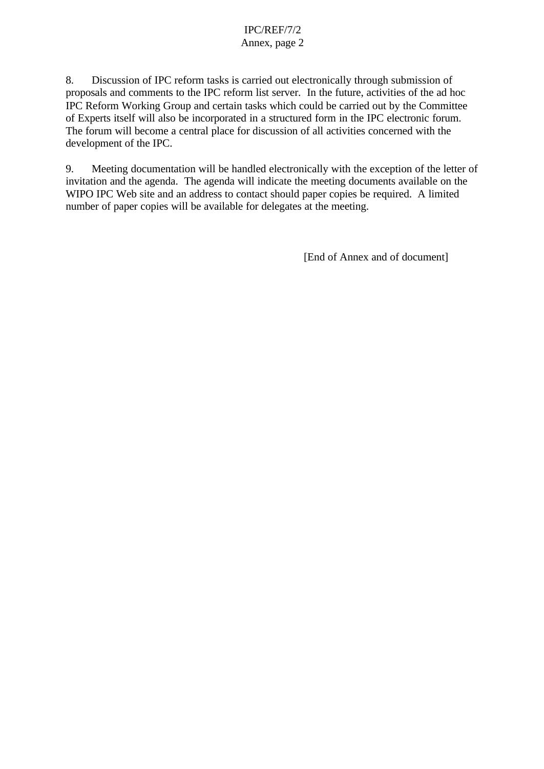8. Discussion of IPC reform tasks is carried out electronically through submission of proposals and comments to the IPC reform list server. In the future, activities of the ad hoc IPC Reform Working Group and certain tasks which could be carried out by the Committee of Experts itself will also be incorporated in a structured form in the IPC electronic forum. The forum will become a central place for discussion of all activities concerned with the development of the IPC.

9. Meeting documentation will be handled electronically with the exception of the letter of invitation and the agenda. The agenda will indicate the meeting documents available on the WIPO IPC Web site and an address to contact should paper copies be required. A limited number of paper copies will be available for delegates at the meeting.

[End of Annex and of document]